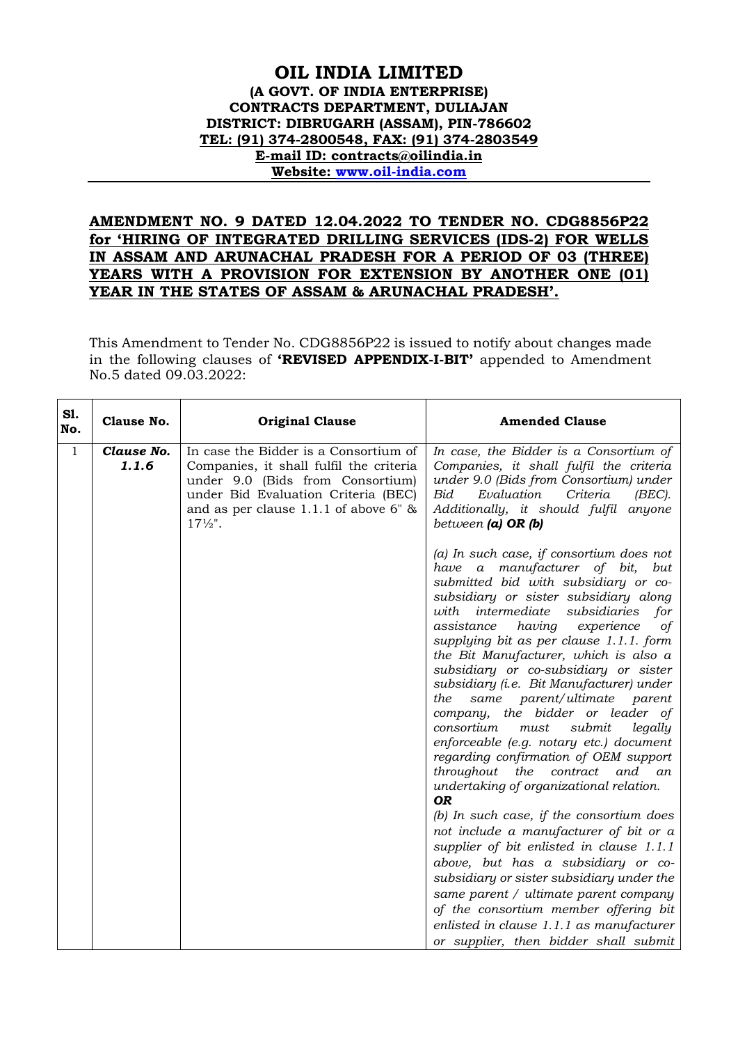# OIL INDIA LIMITED

**(A GOVT. OF INDIA ENTERPRISE)**
**CONTRACTS DEPARTMENT, DULIAJAN**
**DISTRICT: DIBRUGARH (ASSAM), PIN-786602**
**TEL: (91) 374-2800548, FAX: (91) 374-2803549**
**E-mail ID: contracts@oilindia.in**
**Website: www.oil-india.com**

---

## AMENDMENT NO. 9 DATED 12.04.2022 TO TENDER NO. CDG8856P22 for 'HIRING OF INTEGRATED DRILLING SERVICES (IDS-2) FOR WELLS IN ASSAM AND ARUNACHAL PRADESH FOR A PERIOD OF 03 (THREE) YEARS WITH A PROVISION FOR EXTENSION BY ANOTHER ONE (01) YEAR IN THE STATES OF ASSAM & ARUNACHAL PRADESH'.

This Amendment to Tender No. CDG8856P22 is issued to notify about changes made in the following clauses of **'REVISED APPENDIX-I-BIT'** appended to Amendment No.5 dated 09.03.2022:

| Sl. No. | Clause No. | Original Clause | Amended Clause |
|---|---|---|---|
| 1 | ***Clause No. 1.1.6*** | In case the Bidder is a Consortium of Companies, it shall fulfil the criteria under 9.0 (Bids from Consortium) under Bid Evaluation Criteria (BEC) and as per clause 1.1.1 of above 6" & 17½". | *In case, the Bidder is a Consortium of Companies, it shall fulfil the criteria under 9.0 (Bids from Consortium) under Bid Evaluation Criteria (BEC). Additionally, it should fulfil anyone between **(a) OR (b)***<br><br>*(a) In such case, if consortium does not have a manufacturer of bit, but submitted bid with subsidiary or co-subsidiary or sister subsidiary along with intermediate subsidiaries for assistance having experience of supplying bit as per clause 1.1.1. form the Bit Manufacturer, which is also a subsidiary or co-subsidiary or sister subsidiary (i.e. Bit Manufacturer) under the same parent/ultimate parent company, the bidder or leader of consortium must submit legally enforceable (e.g. notary etc.) document regarding confirmation of OEM support throughout the contract and an undertaking of organizational relation.*<br>***OR***<br>*(b) In such case, if the consortium does not include a manufacturer of bit or a supplier of bit enlisted in clause 1.1.1 above, but has a subsidiary or co-subsidiary or sister subsidiary under the same parent / ultimate parent company of the consortium member offering bit enlisted in clause 1.1.1 as manufacturer or supplier, then bidder shall submit* |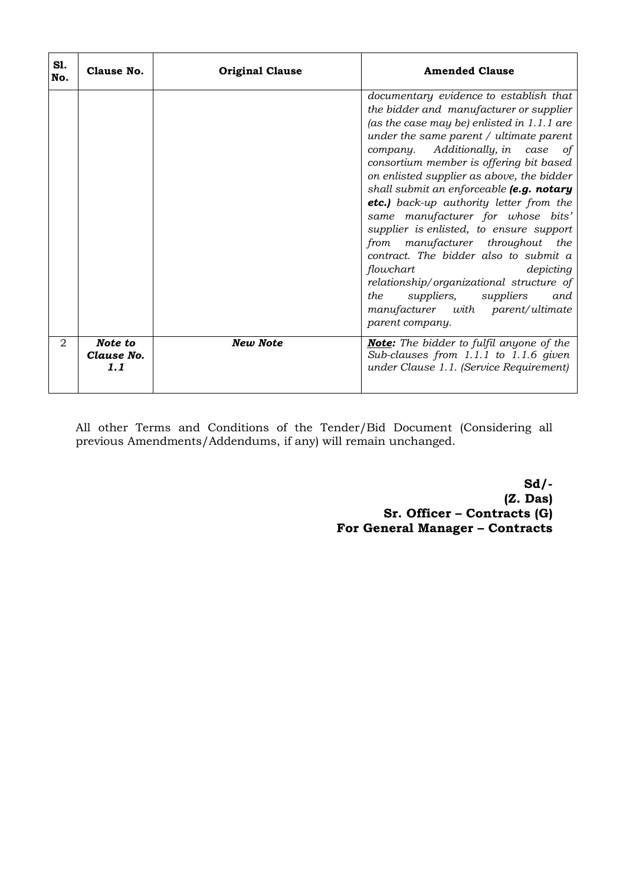| Sl. No. | Clause No. | Original Clause | Amended Clause |
|---|---|---|---|
| | | | *documentary evidence to establish that the bidder and manufacturer or supplier (as the case may be) enlisted in 1.1.1 are under the same parent / ultimate parent company. Additionally, in case of consortium member is offering bit based on enlisted supplier as above, the bidder shall submit an enforceable **(e.g. notary etc.)** back-up authority letter from the same manufacturer for whose bits' supplier is enlisted, to ensure support from manufacturer throughout the contract. The bidder also to submit a flowchart depicting relationship/organizational structure of the suppliers, suppliers and manufacturer with parent/ultimate parent company.* |
| 2 | ***Note to Clause No. 1.1*** | ***New Note*** | ***Note:*** *The bidder to fulfil anyone of the Sub-clauses from 1.1.1 to 1.1.6 given under Clause 1.1. (Service Requirement)* |

All other Terms and Conditions of the Tender/Bid Document (Considering all previous Amendments/Addendums, if any) will remain unchanged.

**Sd/-**
**(Z. Das)**
**Sr. Officer – Contracts (G)**
**For General Manager – Contracts**